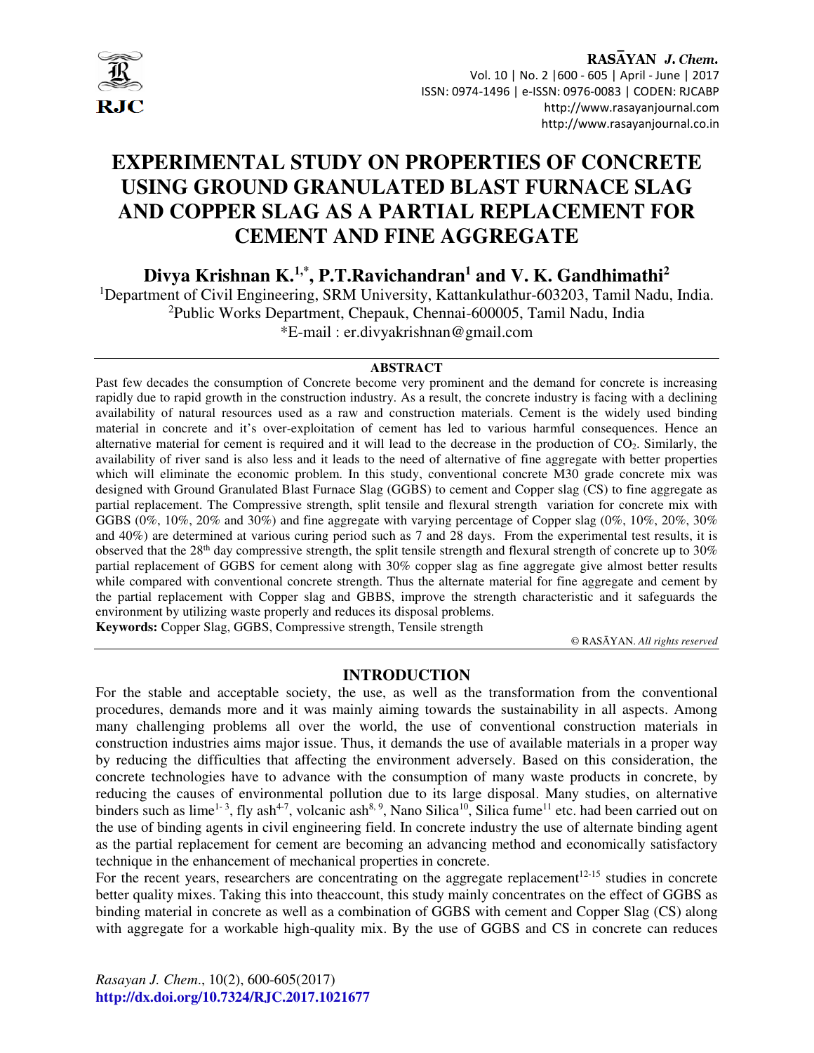# EXPERIMENTAL STUDY ON PROPERTIES OF CONCRETE USING GROUND GRANULATED BLAST FURNACE SLAG AND COPPER SLAG AS A PARTIAL REPLACEMENT FOR CEMENT AND FINE AGGREGATE

**Divya Krishnan K.[1,*], P.T.Ravichandran[1] and V. K. Gandhimathi[2]**

[1]Department of Civil Engineering, SRM University, Kattankulathur-603203, Tamil Nadu, India.
[2]Public Works Department, Chepauk, Chennai-600005, Tamil Nadu, India
*E-mail : er.divyakrishnan@gmail.com

## ABSTRACT

Past few decades the consumption of Concrete become very prominent and the demand for concrete is increasing rapidly due to rapid growth in the construction industry. As a result, the concrete industry is facing with a declining availability of natural resources used as a raw and construction materials. Cement is the widely used binding material in concrete and it's over-exploitation of cement has led to various harmful consequences. Hence an alternative material for cement is required and it will lead to the decrease in the production of $CO_2$. Similarly, the availability of river sand is also less and it leads to the need of alternative of fine aggregate with better properties which will eliminate the economic problem. In this study, conventional concrete M30 grade concrete mix was designed with Ground Granulated Blast Furnace Slag (GGBS) to cement and Copper slag (CS) to fine aggregate as partial replacement. The Compressive strength, split tensile and flexural strength variation for concrete mix with GGBS (0%, 10%, 20% and 30%) and fine aggregate with varying percentage of Copper slag (0%, 10%, 20%, 30% and 40%) are determined at various curing period such as 7 and 28 days. From the experimental test results, it is observed that the 28th day compressive strength, the split tensile strength and flexural strength of concrete up to 30% partial replacement of GGBS for cement along with 30% copper slag as fine aggregate give almost better results while compared with conventional concrete strength. Thus the alternate material for fine aggregate and cement by the partial replacement with Copper slag and GBBS, improve the strength characteristic and it safeguards the environment by utilizing waste properly and reduces its disposal problems.

**Keywords:** Copper Slag, GGBS, Compressive strength, Tensile strength

© RASĀYAN. *All rights reserved*

## INTRODUCTION

For the stable and acceptable society, the use, as well as the transformation from the conventional procedures, demands more and it was mainly aiming towards the sustainability in all aspects. Among many challenging problems all over the world, the use of conventional construction materials in construction industries aims major issue. Thus, it demands the use of available materials in a proper way by reducing the difficulties that affecting the environment adversely. Based on this consideration, the concrete technologies have to advance with the consumption of many waste products in concrete, by reducing the causes of environmental pollution due to its large disposal. Many studies, on alternative binders such as lime[1-3], fly ash[4-7], volcanic ash[8,9], Nano Silica[10], Silica fume[11] etc. had been carried out on the use of binding agents in civil engineering field. In concrete industry the use of alternate binding agent as the partial replacement for cement are becoming an advancing method and economically satisfactory technique in the enhancement of mechanical properties in concrete.

For the recent years, researchers are concentrating on the aggregate replacement[12-15] studies in concrete better quality mixes. Taking this into theaccount, this study mainly concentrates on the effect of GGBS as binding material in concrete as well as a combination of GGBS with cement and Copper Slag (CS) along with aggregate for a workable high-quality mix. By the use of GGBS and CS in concrete can reduces

*Rasayan J. Chem.*, 10(2), 600-605(2017)
http://dx.doi.org/10.7324/RJC.2017.1021677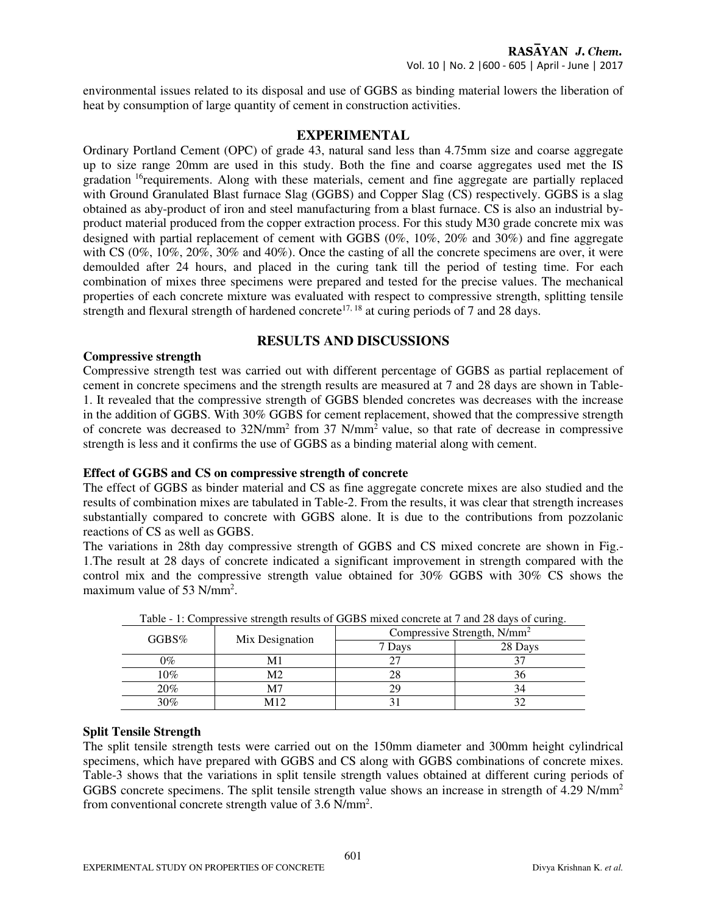environmental issues related to its disposal and use of GGBS as binding material lowers the liberation of heat by consumption of large quantity of cement in construction activities.

## EXPERIMENTAL

Ordinary Portland Cement (OPC) of grade 43, natural sand less than 4.75mm size and coarse aggregate up to size range 20mm are used in this study. Both the fine and coarse aggregates used met the IS gradation [16]requirements. Along with these materials, cement and fine aggregate are partially replaced with Ground Granulated Blast furnace Slag (GGBS) and Copper Slag (CS) respectively. GGBS is a slag obtained as aby-product of iron and steel manufacturing from a blast furnace. CS is also an industrial by-product material produced from the copper extraction process. For this study M30 grade concrete mix was designed with partial replacement of cement with GGBS (0%, 10%, 20% and 30%) and fine aggregate with CS (0%, 10%, 20%, 30% and 40%). Once the casting of all the concrete specimens are over, it were demoulded after 24 hours, and placed in the curing tank till the period of testing time. For each combination of mixes three specimens were prepared and tested for the precise values. The mechanical properties of each concrete mixture was evaluated with respect to compressive strength, splitting tensile strength and flexural strength of hardened concrete[17, 18] at curing periods of 7 and 28 days.

## RESULTS AND DISCUSSIONS

### Compressive strength

Compressive strength test was carried out with different percentage of GGBS as partial replacement of cement in concrete specimens and the strength results are measured at 7 and 28 days are shown in Table-1. It revealed that the compressive strength of GGBS blended concretes was decreases with the increase in the addition of GGBS. With 30% GGBS for cement replacement, showed that the compressive strength of concrete was decreased to 32N/mm$^2$ from 37 N/mm$^2$ value, so that rate of decrease in compressive strength is less and it confirms the use of GGBS as a binding material along with cement.

### Effect of GGBS and CS on compressive strength of concrete

The effect of GGBS as binder material and CS as fine aggregate concrete mixes are also studied and the results of combination mixes are tabulated in Table-2. From the results, it was clear that strength increases substantially compared to concrete with GGBS alone. It is due to the contributions from pozzolanic reactions of CS as well as GGBS.

The variations in 28th day compressive strength of GGBS and CS mixed concrete are shown in Fig.-1.The result at 28 days of concrete indicated a significant improvement in strength compared with the control mix and the compressive strength value obtained for 30% GGBS with 30% CS shows the maximum value of 53 N/mm$^2$.

Table - 1: Compressive strength results of GGBS mixed concrete at 7 and 28 days of curing.

| GGBS% | Mix Designation | Compressive Strength, N/mm$^2$ | |
|---|---|---|---|
| | | 7 Days | 28 Days |
| 0% | M1 | 27 | 37 |
| 10% | M2 | 28 | 36 |
| 20% | M7 | 29 | 34 |
| 30% | M12 | 31 | 32 |

### Split Tensile Strength

The split tensile strength tests were carried out on the 150mm diameter and 300mm height cylindrical specimens, which have prepared with GGBS and CS along with GGBS combinations of concrete mixes. Table-3 shows that the variations in split tensile strength values obtained at different curing periods of GGBS concrete specimens. The split tensile strength value shows an increase in strength of 4.29 N/mm$^2$ from conventional concrete strength value of 3.6 N/mm$^2$.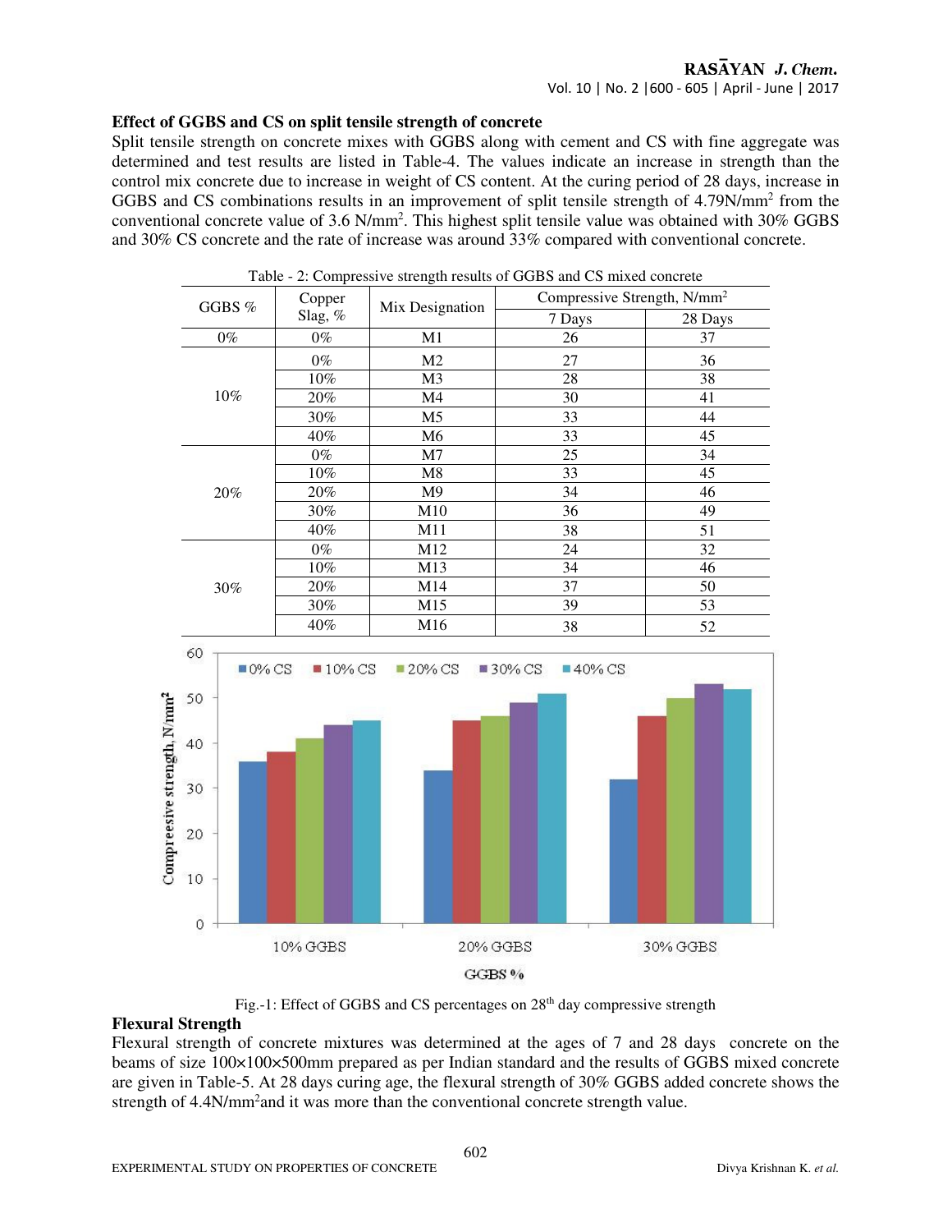**Effect of GGBS and CS on split tensile strength of concrete**

Split tensile strength on concrete mixes with GGBS along with cement and CS with fine aggregate was determined and test results are listed in Table-4. The values indicate an increase in strength than the control mix concrete due to increase in weight of CS content. At the curing period of 28 days, increase in GGBS and CS combinations results in an improvement of split tensile strength of 4.79N/mm$^2$ from the conventional concrete value of 3.6 N/mm$^2$. This highest split tensile value was obtained with 30% GGBS and 30% CS concrete and the rate of increase was around 33% compared with conventional concrete.

Table - 2: Compressive strength results of GGBS and CS mixed concrete

| GGBS % | Copper Slag, % | Mix Designation | Compressive Strength, N/mm$^2$ | |
|---|---|---|---|---|
| | | | 7 Days | 28 Days |
| 0% | 0% | M1 | 26 | 37 |
| 10% | 0% | M2 | 27 | 36 |
| | 10% | M3 | 28 | 38 |
| | 20% | M4 | 30 | 41 |
| | 30% | M5 | 33 | 44 |
| | 40% | M6 | 33 | 45 |
| 20% | 0% | M7 | 25 | 34 |
| | 10% | M8 | 33 | 45 |
| | 20% | M9 | 34 | 46 |
| | 30% | M10 | 36 | 49 |
| | 40% | M11 | 38 | 51 |
| 30% | 0% | M12 | 24 | 32 |
| | 10% | M13 | 34 | 46 |
| | 20% | M14 | 37 | 50 |
| | 30% | M15 | 39 | 53 |
| | 40% | M16 | 38 | 52 |

Fig.-1: Effect of GGBS and CS percentages on 28$^{th}$ day compressive strength

**Flexural Strength**

Flexural strength of concrete mixtures was determined at the ages of 7 and 28 days concrete on the beams of size 100×100×500mm prepared as per Indian standard and the results of GGBS mixed concrete are given in Table-5. At 28 days curing age, the flexural strength of 30% GGBS added concrete shows the strength of 4.4N/mm$^2$and it was more than the conventional concrete strength value.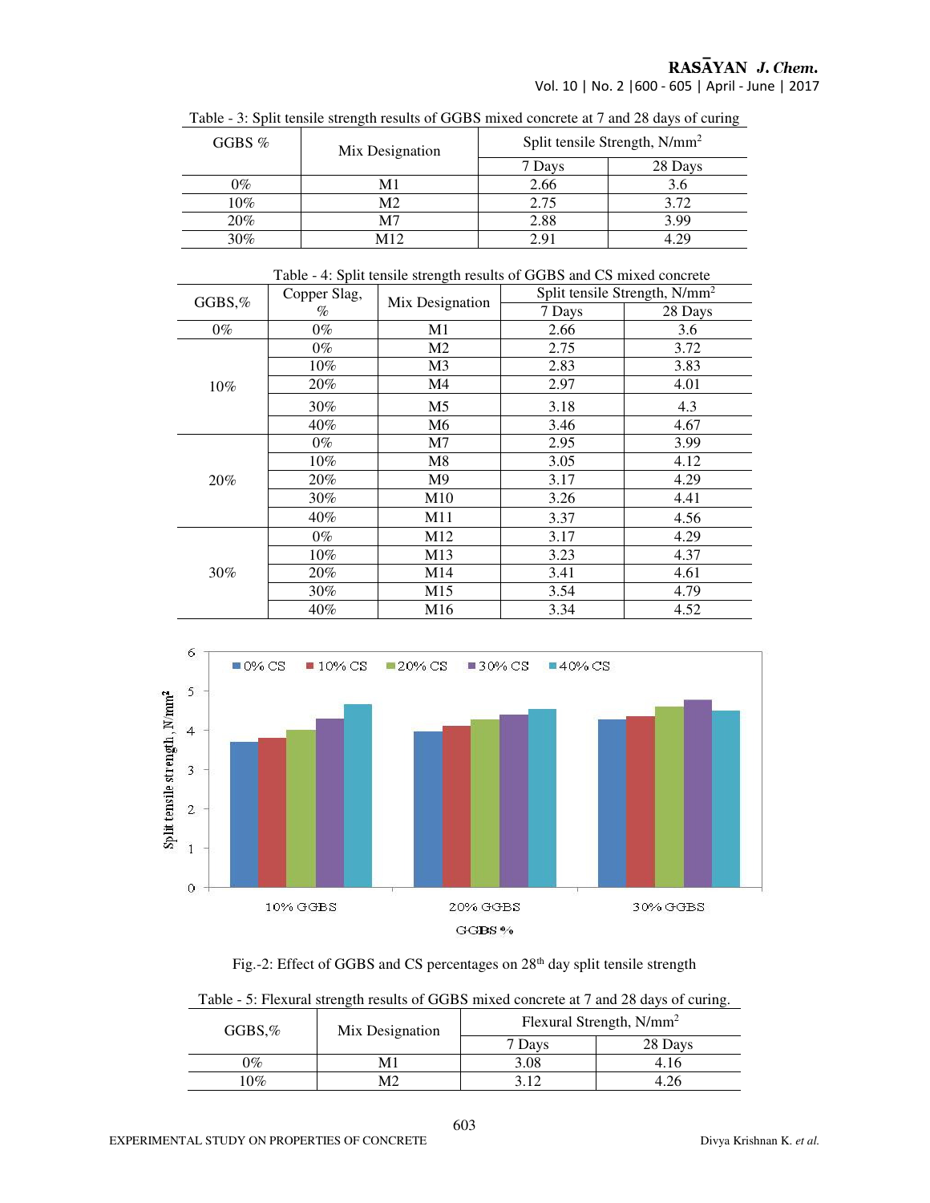Table - 3: Split tensile strength results of GGBS mixed concrete at 7 and 28 days of curing

| GGBS % | Mix Designation | Split tensile Strength, N/mm² | |
|---|---|---|---|
| | | 7 Days | 28 Days |
| 0% | M1 | 2.66 | 3.6 |
| 10% | M2 | 2.75 | 3.72 |
| 20% | M7 | 2.88 | 3.99 |
| 30% | M12 | 2.91 | 4.29 |

Table - 4: Split tensile strength results of GGBS and CS mixed concrete

| GGBS,% | Copper Slag, % | Mix Designation | Split tensile Strength, N/mm² | |
|---|---|---|---|---|
| | | | 7 Days | 28 Days |
| 0% | 0% | M1 | 2.66 | 3.6 |
| 10% | 0% | M2 | 2.75 | 3.72 |
| | 10% | M3 | 2.83 | 3.83 |
| | 20% | M4 | 2.97 | 4.01 |
| | 30% | M5 | 3.18 | 4.3 |
| | 40% | M6 | 3.46 | 4.67 |
| 20% | 0% | M7 | 2.95 | 3.99 |
| | 10% | M8 | 3.05 | 4.12 |
| | 20% | M9 | 3.17 | 4.29 |
| | 30% | M10 | 3.26 | 4.41 |
| | 40% | M11 | 3.37 | 4.56 |
| 30% | 0% | M12 | 3.17 | 4.29 |
| | 10% | M13 | 3.23 | 4.37 |
| | 20% | M14 | 3.41 | 4.61 |
| | 30% | M15 | 3.54 | 4.79 |
| | 40% | M16 | 3.34 | 4.52 |

Fig.-2: Effect of GGBS and CS percentages on 28th day split tensile strength

Table - 5: Flexural strength results of GGBS mixed concrete at 7 and 28 days of curing.

| GGBS,% | Mix Designation | Flexural Strength, N/mm² | |
|---|---|---|---|
| | | 7 Days | 28 Days |
| 0% | M1 | 3.08 | 4.16 |
| 10% | M2 | 3.12 | 4.26 |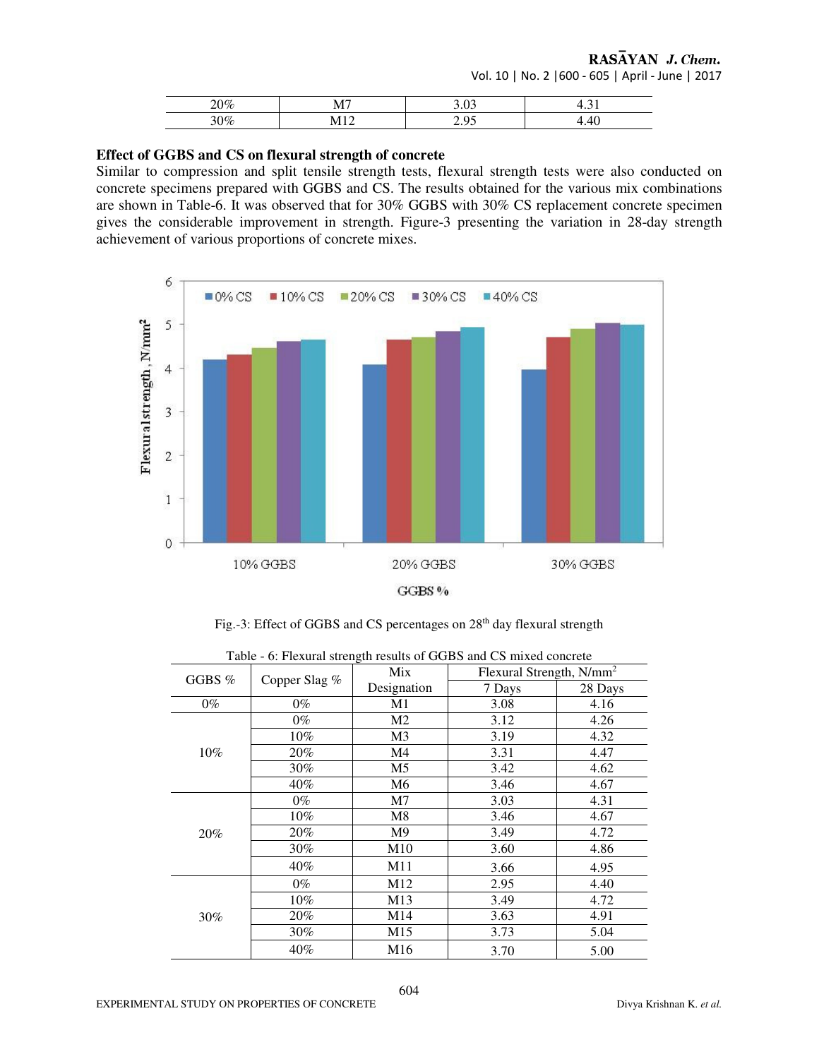| 20% | M7 | 3.03 | 4.31 |
|---|---|---|---|
| 30% | M12 | 2.95 | 4.40 |

### Effect of GGBS and CS on flexural strength of concrete

Similar to compression and split tensile strength tests, flexural strength tests were also conducted on concrete specimens prepared with GGBS and CS. The results obtained for the various mix combinations are shown in Table-6. It was observed that for 30% GGBS with 30% CS replacement concrete specimen gives the considerable improvement in strength. Figure-3 presenting the variation in 28-day strength achievement of various proportions of concrete mixes.

Fig.-3: Effect of GGBS and CS percentages on 28[th] day flexural strength

Table - 6: Flexural strength results of GGBS and CS mixed concrete

| GGBS % | Copper Slag % | Mix Designation | Flexural Strength, $N/mm^2$ | |
|---|---|---|---|---|
| | | | 7 Days | 28 Days |
| 0% | 0% | M1 | 3.08 | 4.16 |
| 10% | 0% | M2 | 3.12 | 4.26 |
| | 10% | M3 | 3.19 | 4.32 |
| | 20% | M4 | 3.31 | 4.47 |
| | 30% | M5 | 3.42 | 4.62 |
| | 40% | M6 | 3.46 | 4.67 |
| 20% | 0% | M7 | 3.03 | 4.31 |
| | 10% | M8 | 3.46 | 4.67 |
| | 20% | M9 | 3.49 | 4.72 |
| | 30% | M10 | 3.60 | 4.86 |
| | 40% | M11 | 3.66 | 4.95 |
| 30% | 0% | M12 | 2.95 | 4.40 |
| | 10% | M13 | 3.49 | 4.72 |
| | 20% | M14 | 3.63 | 4.91 |
| | 30% | M15 | 3.73 | 5.04 |
| | 40% | M16 | 3.70 | 5.00 |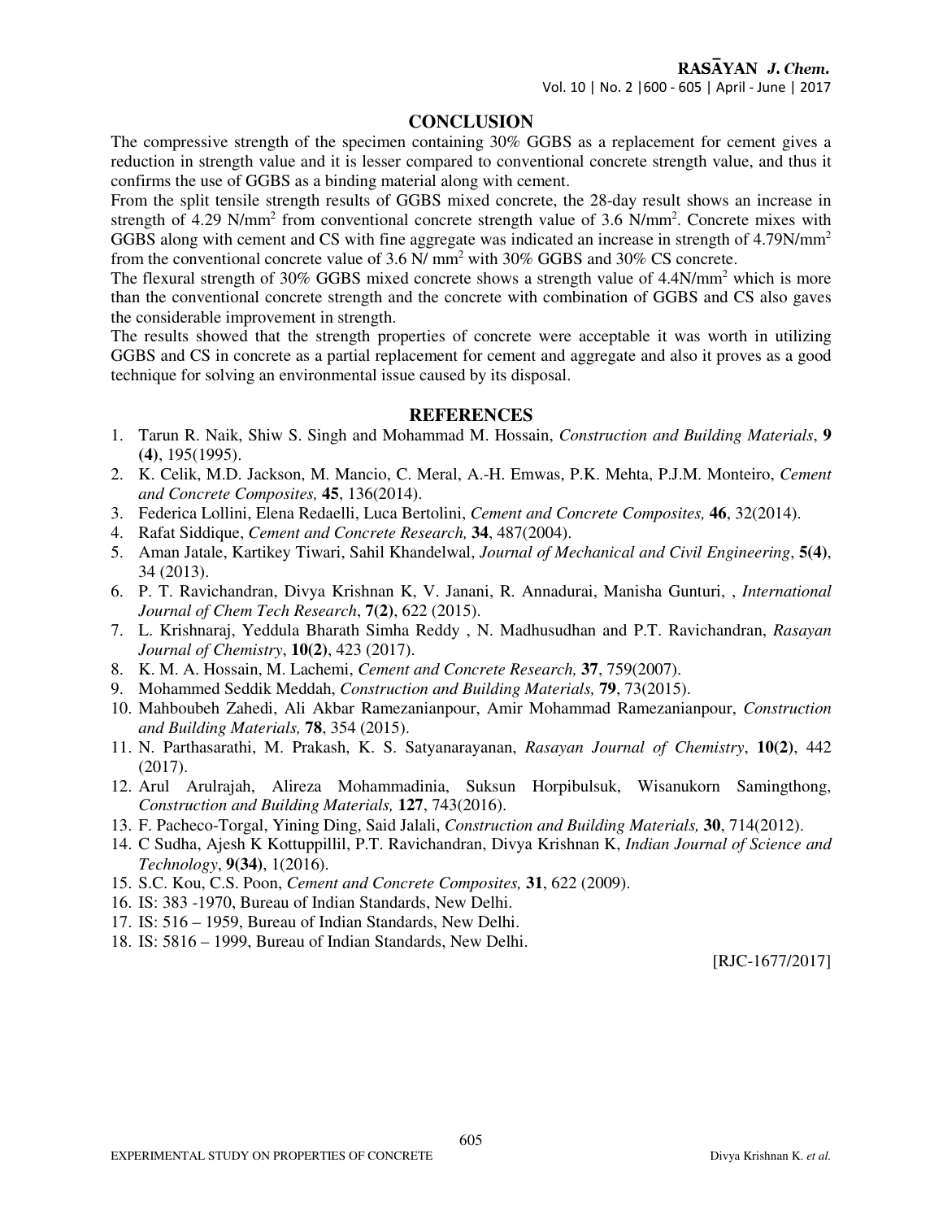## CONCLUSION

The compressive strength of the specimen containing 30% GGBS as a replacement for cement gives a reduction in strength value and it is lesser compared to conventional concrete strength value, and thus it confirms the use of GGBS as a binding material along with cement.

From the split tensile strength results of GGBS mixed concrete, the 28-day result shows an increase in strength of 4.29 N/mm$^2$ from conventional concrete strength value of 3.6 N/mm$^2$. Concrete mixes with GGBS along with cement and CS with fine aggregate was indicated an increase in strength of 4.79N/mm$^2$ from the conventional concrete value of 3.6 N/ mm$^2$ with 30% GGBS and 30% CS concrete.

The flexural strength of 30% GGBS mixed concrete shows a strength value of 4.4N/mm$^2$ which is more than the conventional concrete strength and the concrete with combination of GGBS and CS also gaves the considerable improvement in strength.

The results showed that the strength properties of concrete were acceptable it was worth in utilizing GGBS and CS in concrete as a partial replacement for cement and aggregate and also it proves as a good technique for solving an environmental issue caused by its disposal.

## REFERENCES

1. Tarun R. Naik, Shiw S. Singh and Mohammad M. Hossain, *Construction and Building Materials*, **9 (4)**, 195(1995).
2. K. Celik, M.D. Jackson, M. Mancio, C. Meral, A.-H. Emwas, P.K. Mehta, P.J.M. Monteiro, *Cement and Concrete Composites,* **45**, 136(2014).
3. Federica Lollini, Elena Redaelli, Luca Bertolini, *Cement and Concrete Composites,* **46**, 32(2014).
4. Rafat Siddique, *Cement and Concrete Research,* **34**, 487(2004).
5. Aman Jatale, Kartikey Tiwari, Sahil Khandelwal, *Journal of Mechanical and Civil Engineering*, **5(4)**, 34 (2013).
6. P. T. Ravichandran, Divya Krishnan K, V. Janani, R. Annadurai, Manisha Gunturi, , *International Journal of Chem Tech Research*, **7(2)**, 622 (2015).
7. L. Krishnaraj, Yeddula Bharath Simha Reddy , N. Madhusudhan and P.T. Ravichandran, *Rasayan Journal of Chemistry*, **10(2)**, 423 (2017).
8. K. M. A. Hossain, M. Lachemi, *Cement and Concrete Research,* **37**, 759(2007).
9. Mohammed Seddik Meddah, *Construction and Building Materials,* **79**, 73(2015).
10. Mahboubeh Zahedi, Ali Akbar Ramezanianpour, Amir Mohammad Ramezanianpour, *Construction and Building Materials,* **78**, 354 (2015).
11. N. Parthasarathi, M. Prakash, K. S. Satyanarayanan, *Rasayan Journal of Chemistry*, **10(2)**, 442 (2017).
12. Arul Arulrajah, Alireza Mohammadinia, Suksun Horpibulsuk, Wisanukorn Samingthong, *Construction and Building Materials,* **127**, 743(2016).
13. F. Pacheco-Torgal, Yining Ding, Said Jalali, *Construction and Building Materials,* **30**, 714(2012).
14. C Sudha, Ajesh K Kottuppillil, P.T. Ravichandran, Divya Krishnan K, *Indian Journal of Science and Technology*, **9(34)**, 1(2016).
15. S.C. Kou, C.S. Poon, *Cement and Concrete Composites,* **31**, 622 (2009).
16. IS: 383 -1970, Bureau of Indian Standards, New Delhi.
17. IS: 516 – 1959, Bureau of Indian Standards, New Delhi.
18. IS: 5816 – 1999, Bureau of Indian Standards, New Delhi.

[RJC-1677/2017]